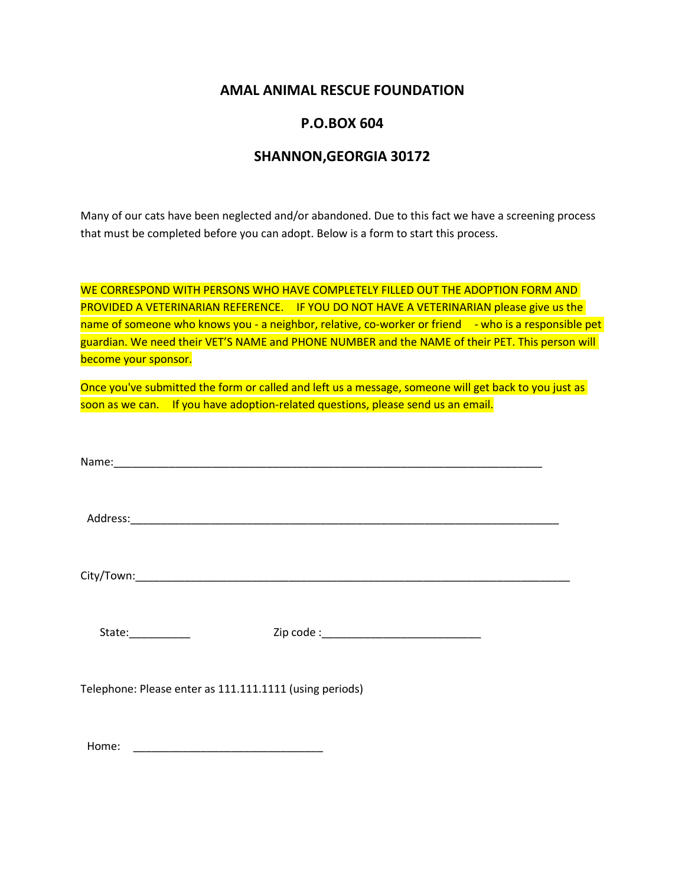## AMAL ANIMAL RESCUE FOUNDATION

## P.O.BOX 604

## SHANNON,GEORGIA 30172

Many of our cats have been neglected and/or abandoned. Due to this fact we have a screening process that must be completed before you can adopt. Below is a form to start this process.

WE CORRESPOND WITH PERSONS WHO HAVE COMPLETELY FILLED OUT THE ADOPTION FORM AND PROVIDED A VETERINARIAN REFERENCE. IF YOU DO NOT HAVE A VETERINARIAN please give us the name of someone who knows you - a neighbor, relative, co-worker or friend - who is a responsible pet guardian. We need their VET'S NAME and PHONE NUMBER and the NAME of their PET. This person will become your sponsor.

Once you've submitted the form or called and left us a message, someone will get back to you just as soon as we can. If you have adoption-related questions, please send us an email.

Name:_________________________________________________________________________

Address:_________________________________________________________________________

City/Town:_________________________________________________________________________

State:__________ Zip code :__________________________

Telephone: Please enter as 111.111.1111 (using periods)

Home: _______________________________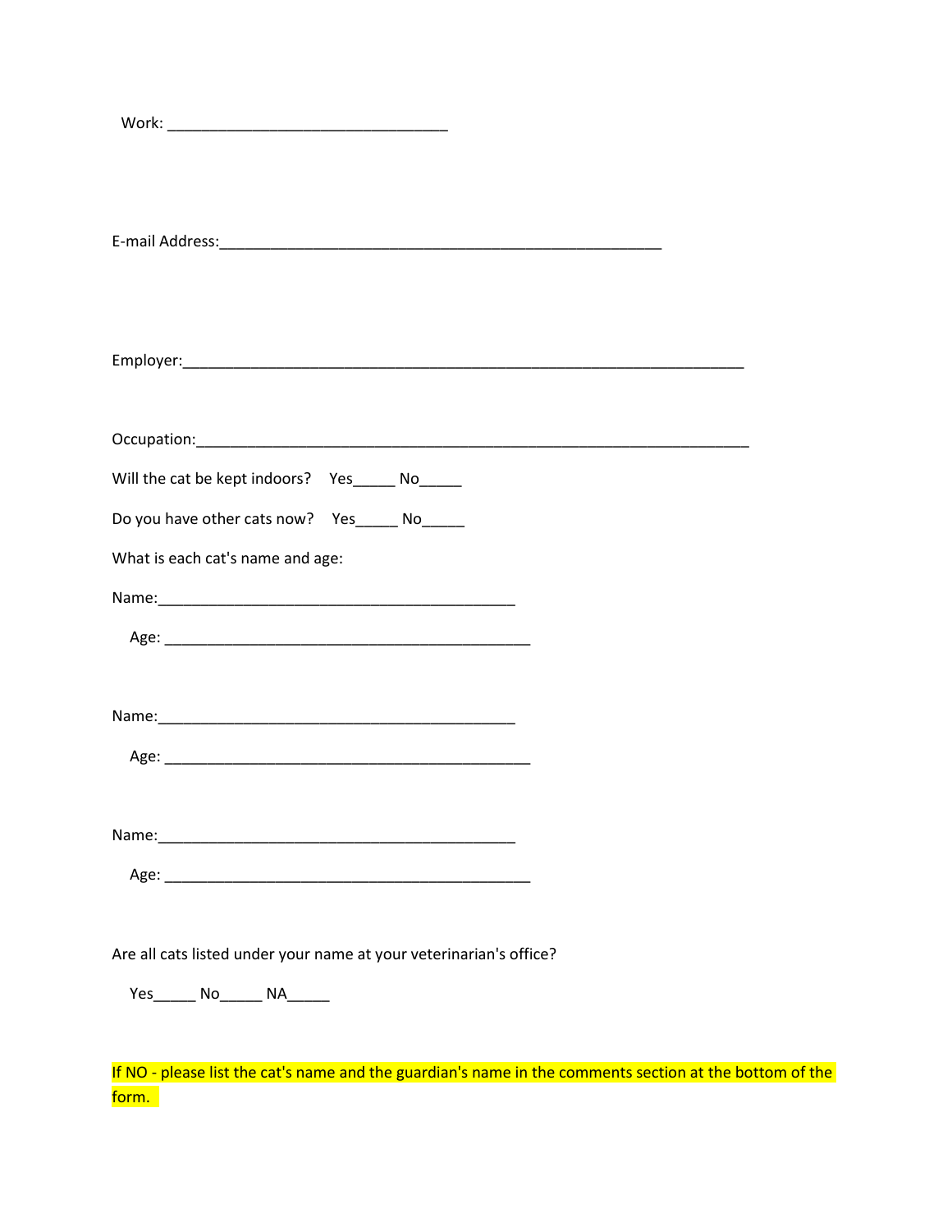Work: _________________________________

E-mail Address:_____________________________________________________

Employer:___________________________________________________________________

Occupation:__________________________________________________________________

Will the cat be kept indoors? Yes_____ No_____

Do you have other cats now? Yes_____ No_____

What is each cat's name and age:

Name:___________________________________________

Age: ___________________________________________

Name:___________________________________________

Age: ___________________________________________

Name:___________________________________________

Age: ___________________________________________

Are all cats listed under your name at your veterinarian's office?

Yes_____ No_____ NA_____

If NO - please list the cat's name and the guardian's name in the comments section at the bottom of the form.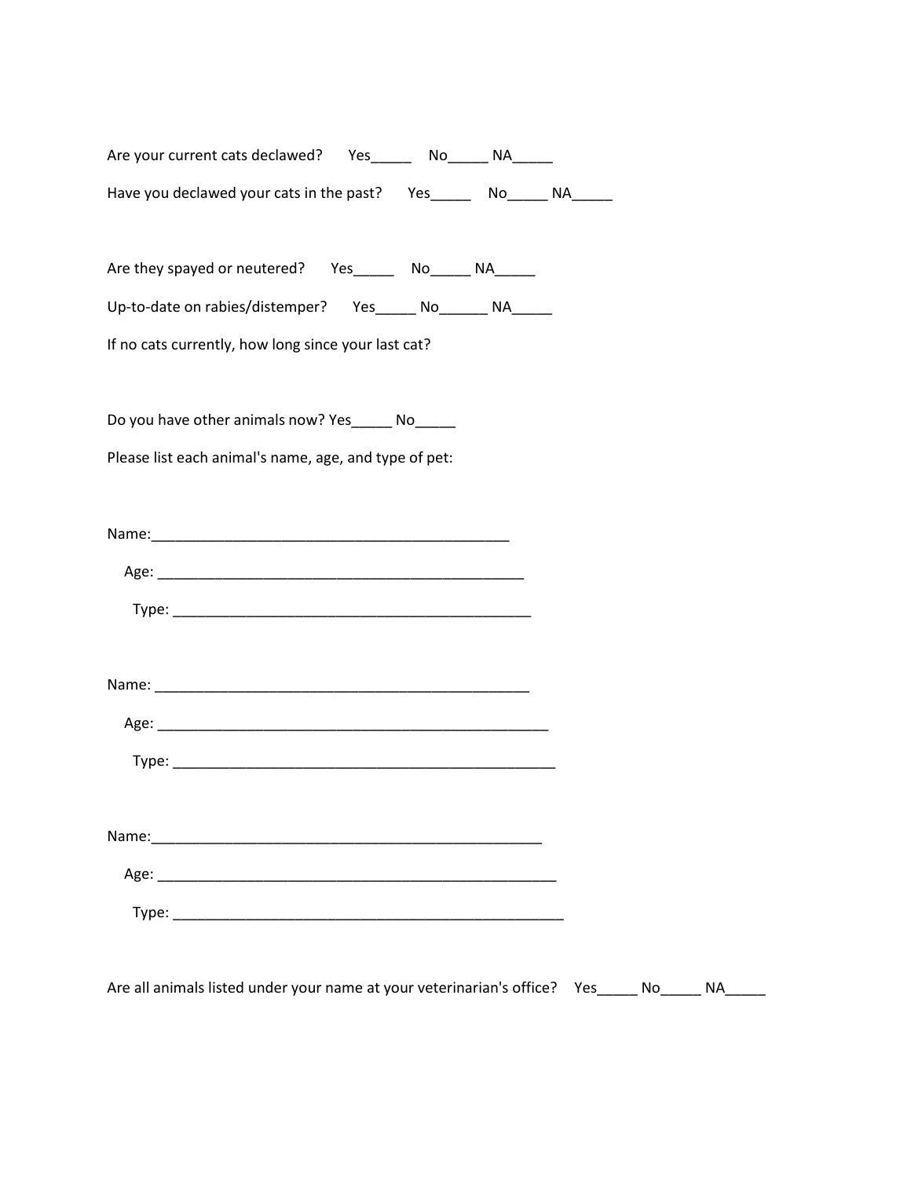Are your current cats declawed? Yes_____ No_____ NA_____

Have you declawed your cats in the past? Yes_____ No_____ NA_____

Are they spayed or neutered? Yes_____ No_____ NA_____

Up-to-date on rabies/distemper? Yes_____ No______ NA_____

If no cats currently, how long since your last cat?

Do you have other animals now? Yes_____ No_____

Please list each animal's name, age, and type of pet:

Name:_____________________________________________

Age: ______________________________________________

Type: ______________________________________________

Name: _______________________________________________

Age: ________________________________________________

Type: ________________________________________________

Name:________________________________________________

Age: _________________________________________________

Type: _________________________________________________

Are all animals listed under your name at your veterinarian's office? Yes_____ No_____ NA_____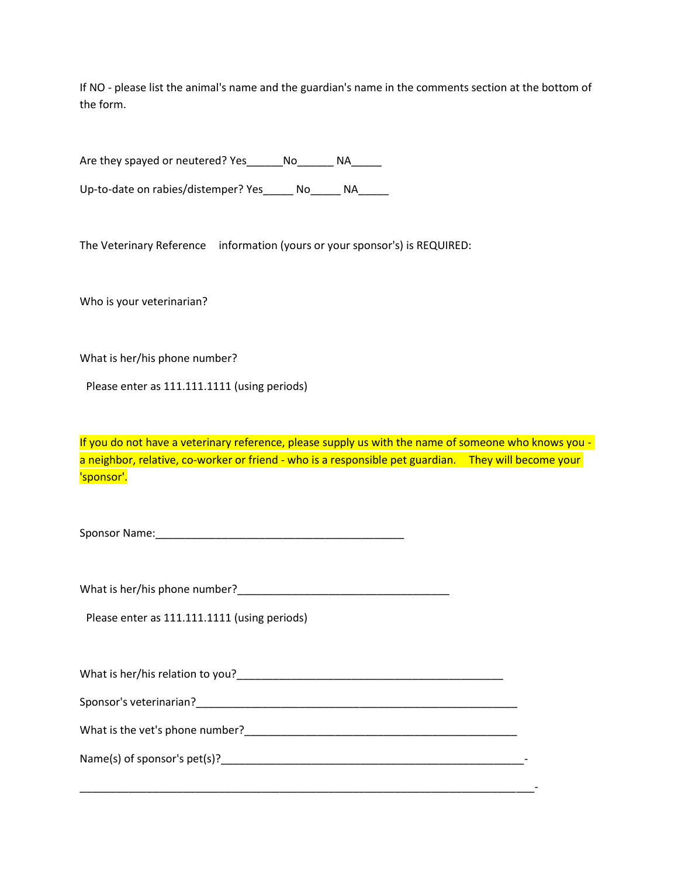If NO - please list the animal's name and the guardian's name in the comments section at the bottom of the form.

Are they spayed or neutered? Yes______No______ NA_____

Up-to-date on rabies/distemper? Yes_____ No_____ NA_____

The Veterinary Reference information (yours or your sponsor's) is REQUIRED:

Who is your veterinarian?

What is her/his phone number?

Please enter as 111.111.1111 (using periods)

If you do not have a veterinary reference, please supply us with the name of someone who knows you - a neighbor, relative, co-worker or friend - who is a responsible pet guardian. They will become your 'sponsor'.

Sponsor Name:__________________________________________

What is her/his phone number?____________________________________

Please enter as 111.111.1111 (using periods)

What is her/his relation to you?_____________________________________________

Sponsor's veterinarian?_______________________________________________________

What is the vet's phone number?_______________________________________________

Name(s) of sponsor's pet(s)?____________________________________________________-

______________________________________________________________________________-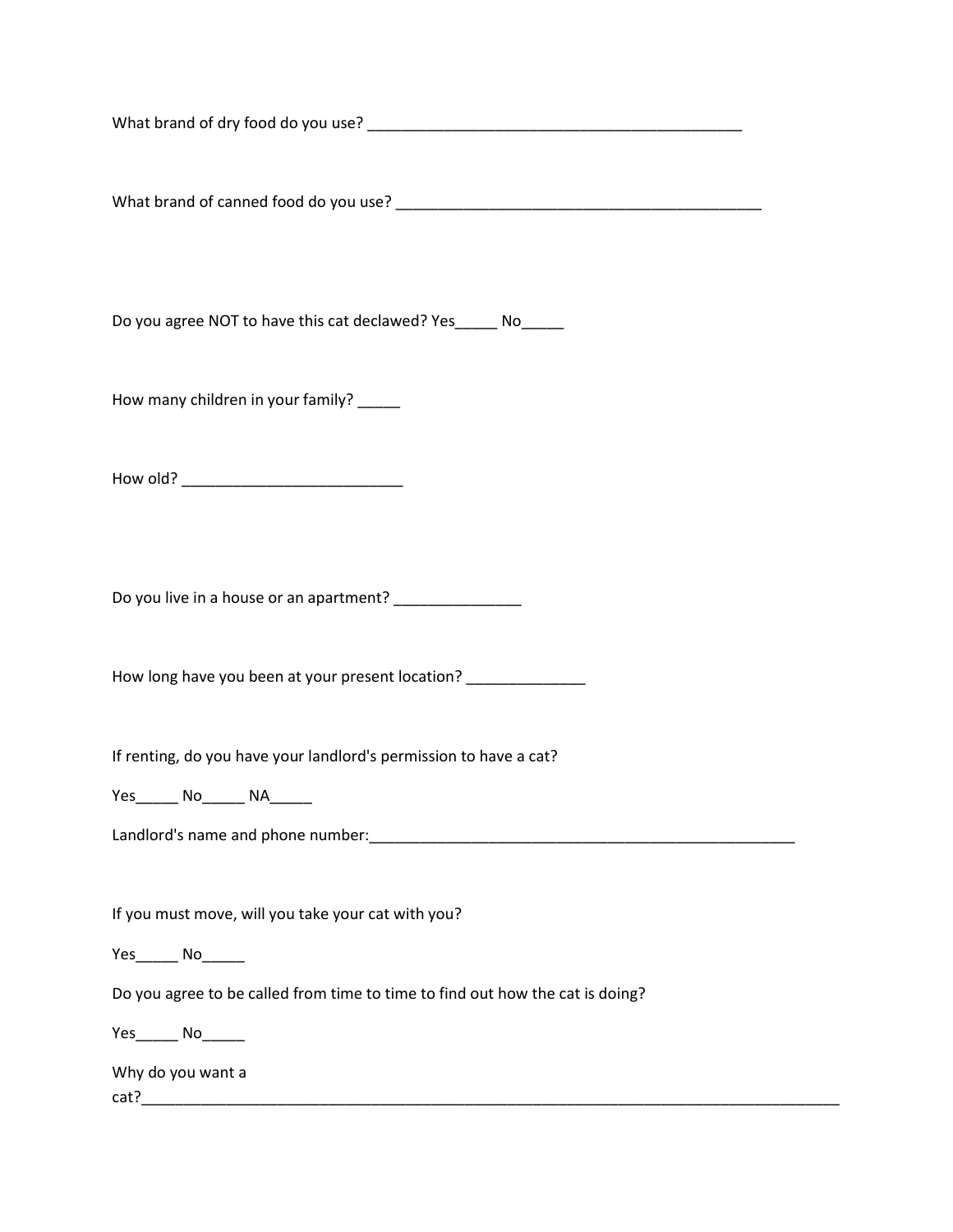What brand of dry food do you use? _____________________________________________

What brand of canned food do you use? ____________________________________________

Do you agree NOT to have this cat declawed? Yes_____ No_____

How many children in your family? _____

How old? __________________________

Do you live in a house or an apartment? _______________

How long have you been at your present location? ______________

If renting, do you have your landlord's permission to have a cat?

Yes_____ No_____ NA_____

Landlord's name and phone number:____________________________________________________

If you must move, will you take your cat with you?

Yes_____ No_____

Do you agree to be called from time to time to find out how the cat is doing?

Yes_____ No_____

Why do you want a cat?_________________________________________________________________________________________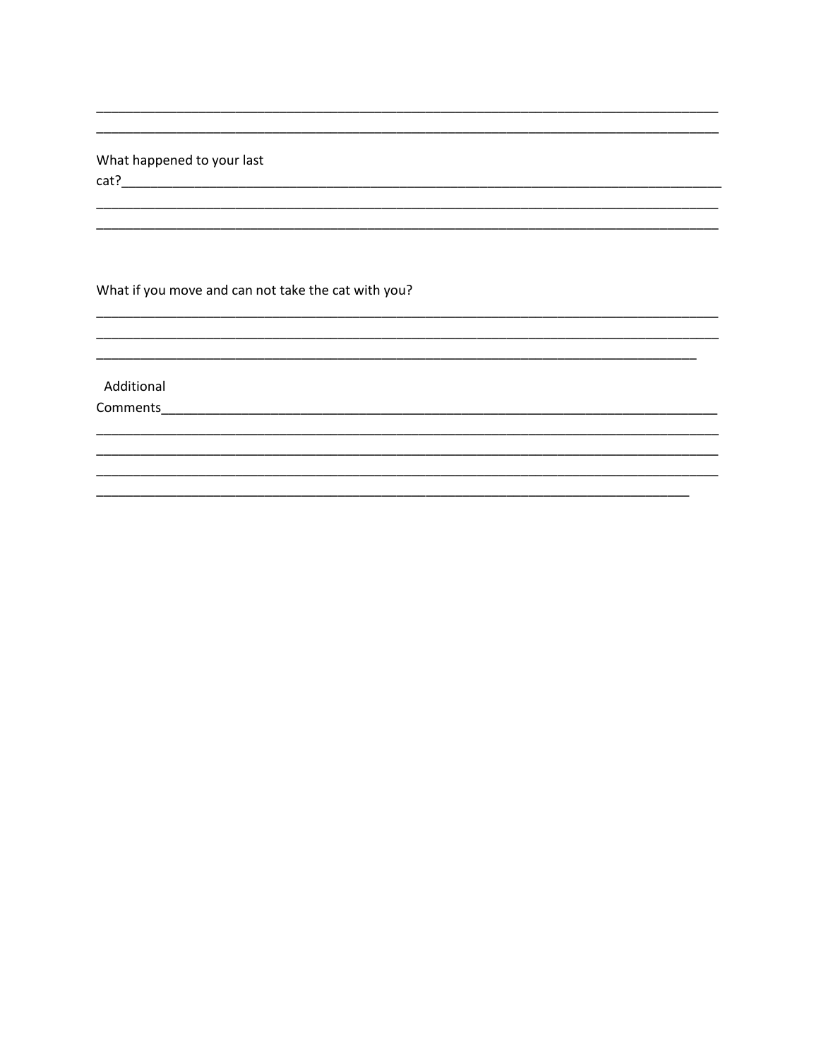\_\_\_\_\_\_\_\_\_\_\_\_\_\_\_\_\_\_\_\_\_\_\_\_\_\_\_\_\_\_\_\_\_\_\_\_\_\_\_\_\_\_\_\_\_\_\_\_\_\_\_\_\_\_\_\_\_\_\_\_\_\_\_\_\_\_\_\_\_\_\_\_\_\_\_\_

\_\_\_\_\_\_\_\_\_\_\_\_\_\_\_\_\_\_\_\_\_\_\_\_\_\_\_\_\_\_\_\_\_\_\_\_\_\_\_\_\_\_\_\_\_\_\_\_\_\_\_\_\_\_\_\_\_\_\_\_\_\_\_\_\_\_\_\_\_\_\_\_\_\_\_\_

What happened to your last cat?\_\_\_\_\_\_\_\_\_\_\_\_\_\_\_\_\_\_\_\_\_\_\_\_\_\_\_\_\_\_\_\_\_\_\_\_\_\_\_\_\_\_\_\_\_\_\_\_\_\_\_\_\_\_\_\_\_\_\_\_\_\_\_\_\_\_\_\_\_\_

\_\_\_\_\_\_\_\_\_\_\_\_\_\_\_\_\_\_\_\_\_\_\_\_\_\_\_\_\_\_\_\_\_\_\_\_\_\_\_\_\_\_\_\_\_\_\_\_\_\_\_\_\_\_\_\_\_\_\_\_\_\_\_\_\_\_\_\_\_\_\_\_\_\_\_\_

\_\_\_\_\_\_\_\_\_\_\_\_\_\_\_\_\_\_\_\_\_\_\_\_\_\_\_\_\_\_\_\_\_\_\_\_\_\_\_\_\_\_\_\_\_\_\_\_\_\_\_\_\_\_\_\_\_\_\_\_\_\_\_\_\_\_\_\_\_\_\_\_\_\_\_\_

What if you move and can not take the cat with you?

\_\_\_\_\_\_\_\_\_\_\_\_\_\_\_\_\_\_\_\_\_\_\_\_\_\_\_\_\_\_\_\_\_\_\_\_\_\_\_\_\_\_\_\_\_\_\_\_\_\_\_\_\_\_\_\_\_\_\_\_\_\_\_\_\_\_\_\_\_\_\_\_\_\_\_\_

\_\_\_\_\_\_\_\_\_\_\_\_\_\_\_\_\_\_\_\_\_\_\_\_\_\_\_\_\_\_\_\_\_\_\_\_\_\_\_\_\_\_\_\_\_\_\_\_\_\_\_\_\_\_\_\_\_\_\_\_\_\_\_\_\_\_\_\_\_\_\_\_\_\_\_\_

\_\_\_\_\_\_\_\_\_\_\_\_\_\_\_\_\_\_\_\_\_\_\_\_\_\_\_\_\_\_\_\_\_\_\_\_\_\_\_\_\_\_\_\_\_\_\_\_\_\_\_\_\_\_\_\_\_\_\_\_\_\_\_\_\_\_\_\_\_\_\_\_\_\_\_

Additional Comments\_\_\_\_\_\_\_\_\_\_\_\_\_\_\_\_\_\_\_\_\_\_\_\_\_\_\_\_\_\_\_\_\_\_\_\_\_\_\_\_\_\_\_\_\_\_\_\_\_\_\_\_\_\_\_\_\_\_\_\_\_\_\_\_\_\_\_\_

\_\_\_\_\_\_\_\_\_\_\_\_\_\_\_\_\_\_\_\_\_\_\_\_\_\_\_\_\_\_\_\_\_\_\_\_\_\_\_\_\_\_\_\_\_\_\_\_\_\_\_\_\_\_\_\_\_\_\_\_\_\_\_\_\_\_\_\_\_\_\_\_\_\_\_\_

\_\_\_\_\_\_\_\_\_\_\_\_\_\_\_\_\_\_\_\_\_\_\_\_\_\_\_\_\_\_\_\_\_\_\_\_\_\_\_\_\_\_\_\_\_\_\_\_\_\_\_\_\_\_\_\_\_\_\_\_\_\_\_\_\_\_\_\_\_\_\_\_\_\_\_\_

\_\_\_\_\_\_\_\_\_\_\_\_\_\_\_\_\_\_\_\_\_\_\_\_\_\_\_\_\_\_\_\_\_\_\_\_\_\_\_\_\_\_\_\_\_\_\_\_\_\_\_\_\_\_\_\_\_\_\_\_\_\_\_\_\_\_\_\_\_\_\_\_\_\_\_\_

\_\_\_\_\_\_\_\_\_\_\_\_\_\_\_\_\_\_\_\_\_\_\_\_\_\_\_\_\_\_\_\_\_\_\_\_\_\_\_\_\_\_\_\_\_\_\_\_\_\_\_\_\_\_\_\_\_\_\_\_\_\_\_\_\_\_\_\_\_\_\_\_\_\_